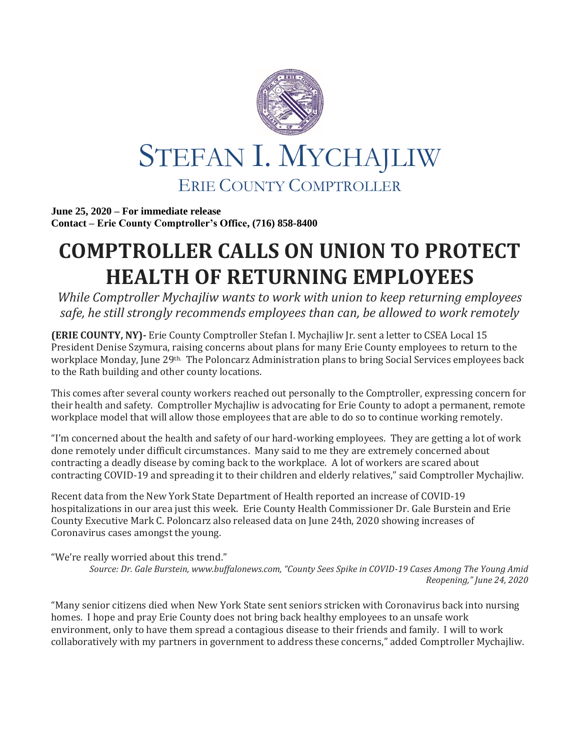# STEFAN I. MYCHAJLIW

## ERIE COUNTY COMPTROLLER

**June 25, 2020 – For immediate release**
**Contact – Erie County Comptroller's Office, (716) 858-8400**

# COMPTROLLER CALLS ON UNION TO PROTECT HEALTH OF RETURNING EMPLOYEES

*While Comptroller Mychajliw wants to work with union to keep returning employees safe, he still strongly recommends employees than can, be allowed to work remotely*

**(ERIE COUNTY, NY)-** Erie County Comptroller Stefan I. Mychajliw Jr. sent a letter to CSEA Local 15 President Denise Szymura, raising concerns about plans for many Erie County employees to return to the workplace Monday, June 29th. The Poloncarz Administration plans to bring Social Services employees back to the Rath building and other county locations.

This comes after several county workers reached out personally to the Comptroller, expressing concern for their health and safety. Comptroller Mychajliw is advocating for Erie County to adopt a permanent, remote workplace model that will allow those employees that are able to do so to continue working remotely.

"I'm concerned about the health and safety of our hard-working employees. They are getting a lot of work done remotely under difficult circumstances. Many said to me they are extremely concerned about contracting a deadly disease by coming back to the workplace. A lot of workers are scared about contracting COVID-19 and spreading it to their children and elderly relatives," said Comptroller Mychajliw.

Recent data from the New York State Department of Health reported an increase of COVID-19 hospitalizations in our area just this week. Erie County Health Commissioner Dr. Gale Burstein and Erie County Executive Mark C. Poloncarz also released data on June 24th, 2020 showing increases of Coronavirus cases amongst the young.

"We're really worried about this trend."

*Source: Dr. Gale Burstein, www.buffalonews.com, "County Sees Spike in COVID-19 Cases Among The Young Amid Reopening," June 24, 2020*

"Many senior citizens died when New York State sent seniors stricken with Coronavirus back into nursing homes. I hope and pray Erie County does not bring back healthy employees to an unsafe work environment, only to have them spread a contagious disease to their friends and family. I will to work collaboratively with my partners in government to address these concerns," added Comptroller Mychajliw.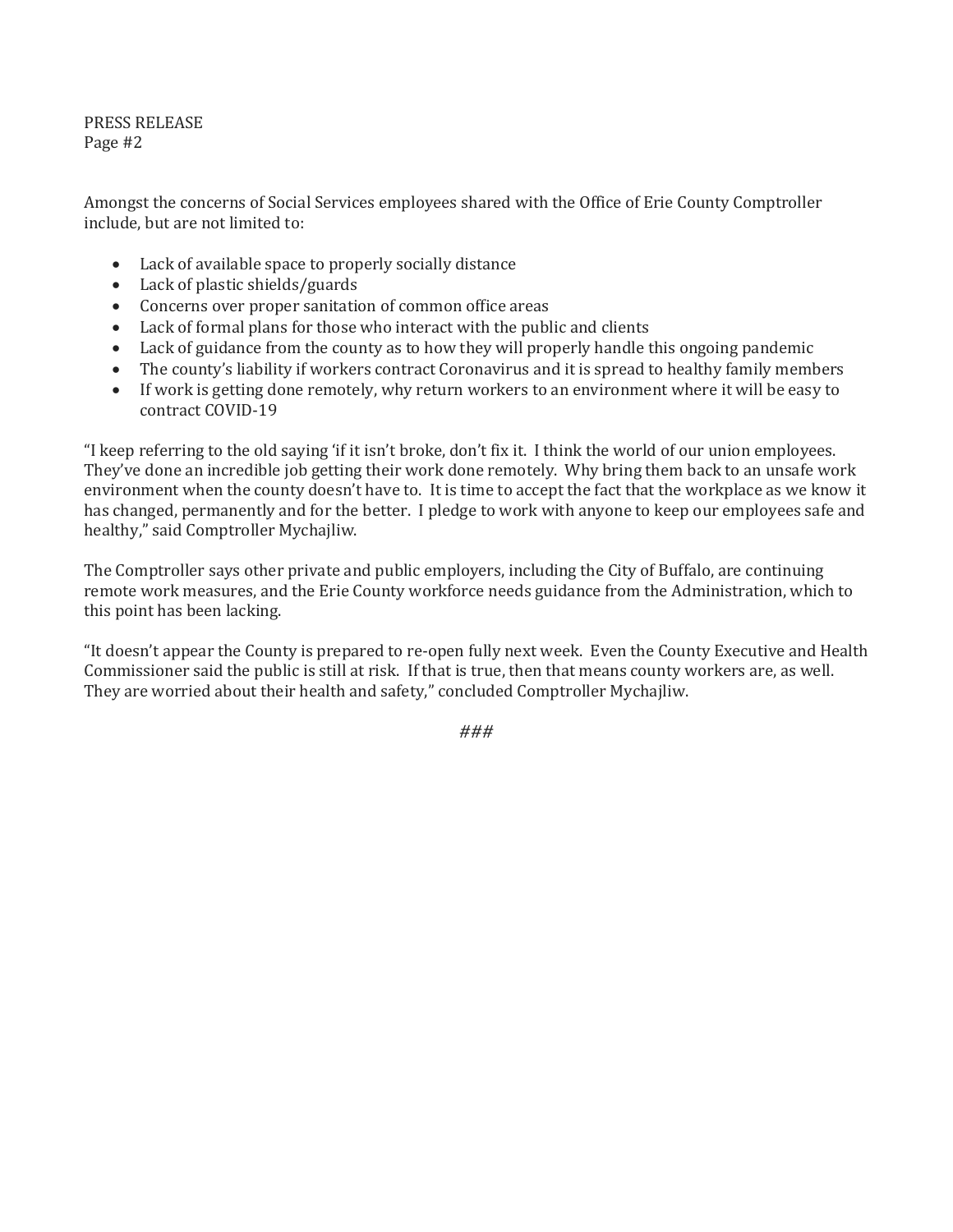Amongst the concerns of Social Services employees shared with the Office of Erie County Comptroller include, but are not limited to:

- Lack of available space to properly socially distance
- Lack of plastic shields/guards
- Concerns over proper sanitation of common office areas
- Lack of formal plans for those who interact with the public and clients
- Lack of guidance from the county as to how they will properly handle this ongoing pandemic
- The county's liability if workers contract Coronavirus and it is spread to healthy family members
- If work is getting done remotely, why return workers to an environment where it will be easy to contract COVID-19

"I keep referring to the old saying 'if it isn't broke, don't fix it. I think the world of our union employees. They've done an incredible job getting their work done remotely. Why bring them back to an unsafe work environment when the county doesn't have to. It is time to accept the fact that the workplace as we know it has changed, permanently and for the better. I pledge to work with anyone to keep our employees safe and healthy," said Comptroller Mychajliw.

The Comptroller says other private and public employers, including the City of Buffalo, are continuing remote work measures, and the Erie County workforce needs guidance from the Administration, which to this point has been lacking.

"It doesn't appear the County is prepared to re-open fully next week. Even the County Executive and Health Commissioner said the public is still at risk. If that is true, then that means county workers are, as well. They are worried about their health and safety," concluded Comptroller Mychajliw.

###